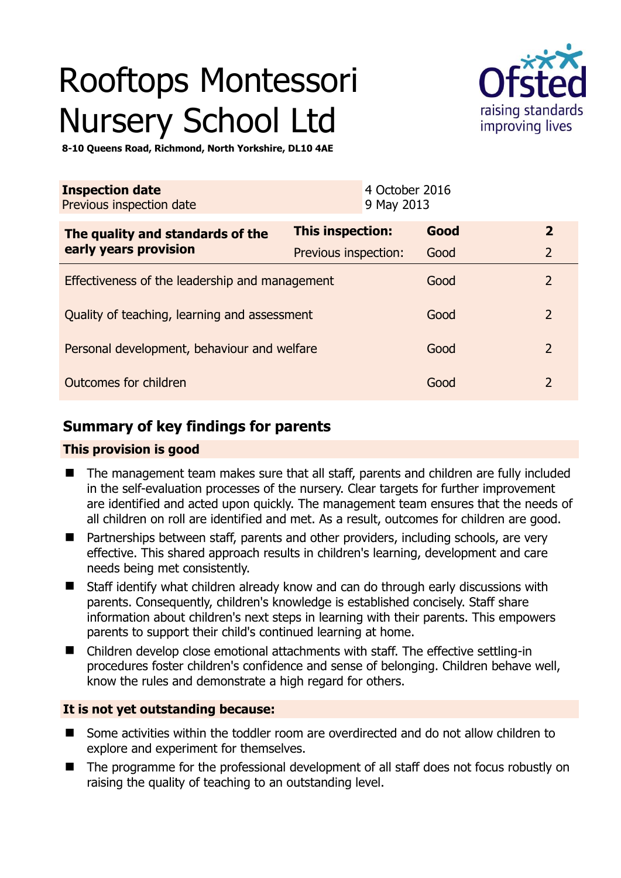# Rooftops Montessori Nursery School Ltd

**8-10 Queens Road, Richmond, North Yorkshire, DL10 4AE**

| | |
|---|---|
| **Inspection date** | 4 October 2016 |
| Previous inspection date | 9 May 2013 |

| | | | |
|---|---|---|---|
| **The quality and standards of the early years provision** | **This inspection:** | **Good** | **2** |
| | Previous inspection: | Good | 2 |
| Effectiveness of the leadership and management | | Good | 2 |
| Quality of teaching, learning and assessment | | Good | 2 |
| Personal development, behaviour and welfare | | Good | 2 |
| Outcomes for children | | Good | 2 |

## Summary of key findings for parents

**This provision is good**

- The management team makes sure that all staff, parents and children are fully included in the self-evaluation processes of the nursery. Clear targets for further improvement are identified and acted upon quickly. The management team ensures that the needs of all children on roll are identified and met. As a result, outcomes for children are good.
- Partnerships between staff, parents and other providers, including schools, are very effective. This shared approach results in children's learning, development and care needs being met consistently.
- Staff identify what children already know and can do through early discussions with parents. Consequently, children's knowledge is established concisely. Staff share information about children's next steps in learning with their parents. This empowers parents to support their child's continued learning at home.
- Children develop close emotional attachments with staff. The effective settling-in procedures foster children's confidence and sense of belonging. Children behave well, know the rules and demonstrate a high regard for others.

**It is not yet outstanding because:**

- Some activities within the toddler room are overdirected and do not allow children to explore and experiment for themselves.
- The programme for the professional development of all staff does not focus robustly on raising the quality of teaching to an outstanding level.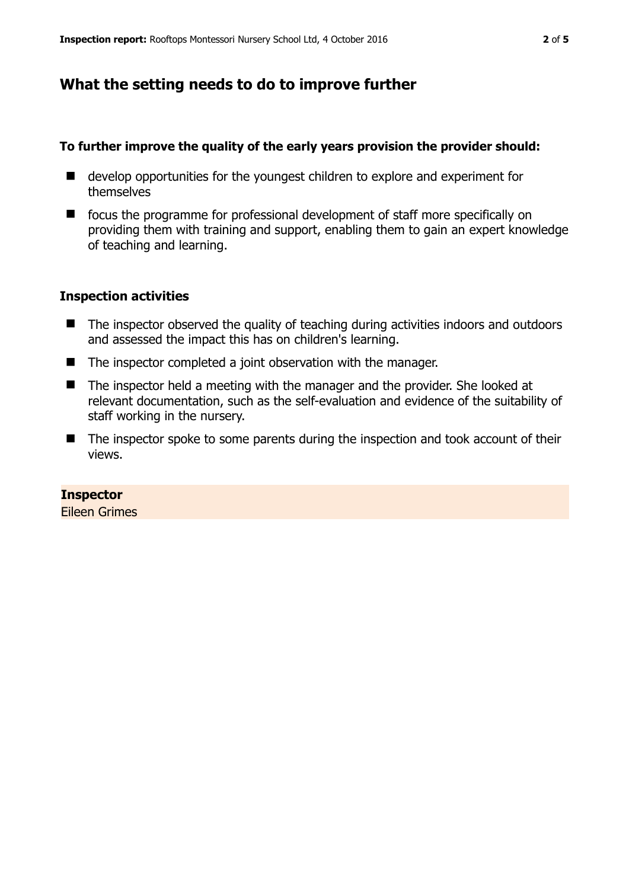## What the setting needs to do to improve further

**To further improve the quality of the early years provision the provider should:**

- develop opportunities for the youngest children to explore and experiment for themselves
- focus the programme for professional development of staff more specifically on providing them with training and support, enabling them to gain an expert knowledge of teaching and learning.

### Inspection activities

- The inspector observed the quality of teaching during activities indoors and outdoors and assessed the impact this has on children's learning.
- The inspector completed a joint observation with the manager.
- The inspector held a meeting with the manager and the provider. She looked at relevant documentation, such as the self-evaluation and evidence of the suitability of staff working in the nursery.
- The inspector spoke to some parents during the inspection and took account of their views.

**Inspector**
Eileen Grimes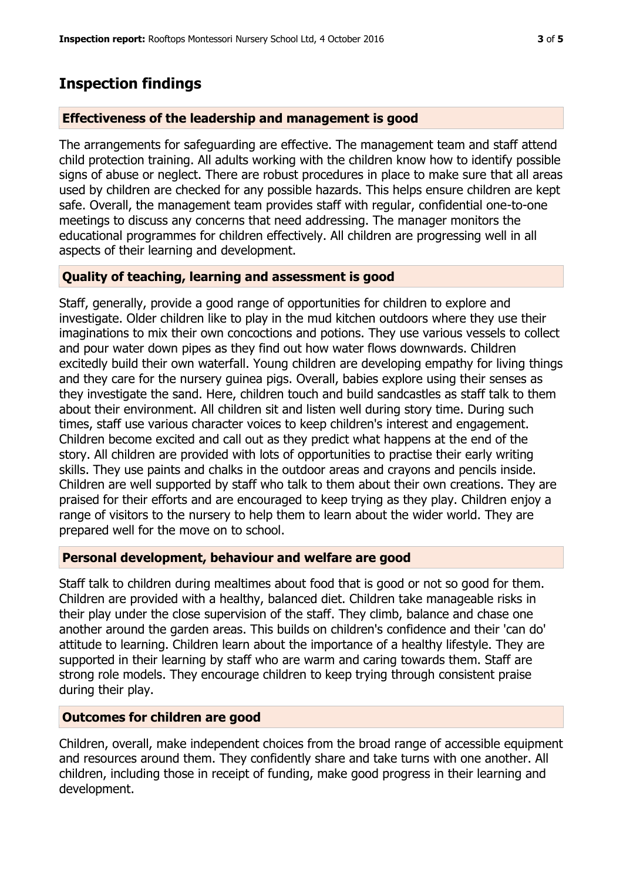# Inspection findings

## Effectiveness of the leadership and management is good

The arrangements for safeguarding are effective. The management team and staff attend child protection training. All adults working with the children know how to identify possible signs of abuse or neglect. There are robust procedures in place to make sure that all areas used by children are checked for any possible hazards. This helps ensure children are kept safe. Overall, the management team provides staff with regular, confidential one-to-one meetings to discuss any concerns that need addressing. The manager monitors the educational programmes for children effectively. All children are progressing well in all aspects of their learning and development.

## Quality of teaching, learning and assessment is good

Staff, generally, provide a good range of opportunities for children to explore and investigate. Older children like to play in the mud kitchen outdoors where they use their imaginations to mix their own concoctions and potions. They use various vessels to collect and pour water down pipes as they find out how water flows downwards. Children excitedly build their own waterfall. Young children are developing empathy for living things and they care for the nursery guinea pigs. Overall, babies explore using their senses as they investigate the sand. Here, children touch and build sandcastles as staff talk to them about their environment. All children sit and listen well during story time. During such times, staff use various character voices to keep children's interest and engagement. Children become excited and call out as they predict what happens at the end of the story. All children are provided with lots of opportunities to practise their early writing skills. They use paints and chalks in the outdoor areas and crayons and pencils inside. Children are well supported by staff who talk to them about their own creations. They are praised for their efforts and are encouraged to keep trying as they play. Children enjoy a range of visitors to the nursery to help them to learn about the wider world. They are prepared well for the move on to school.

## Personal development, behaviour and welfare are good

Staff talk to children during mealtimes about food that is good or not so good for them. Children are provided with a healthy, balanced diet. Children take manageable risks in their play under the close supervision of the staff. They climb, balance and chase one another around the garden areas. This builds on children's confidence and their 'can do' attitude to learning. Children learn about the importance of a healthy lifestyle. They are supported in their learning by staff who are warm and caring towards them. Staff are strong role models. They encourage children to keep trying through consistent praise during their play.

## Outcomes for children are good

Children, overall, make independent choices from the broad range of accessible equipment and resources around them. They confidently share and take turns with one another. All children, including those in receipt of funding, make good progress in their learning and development.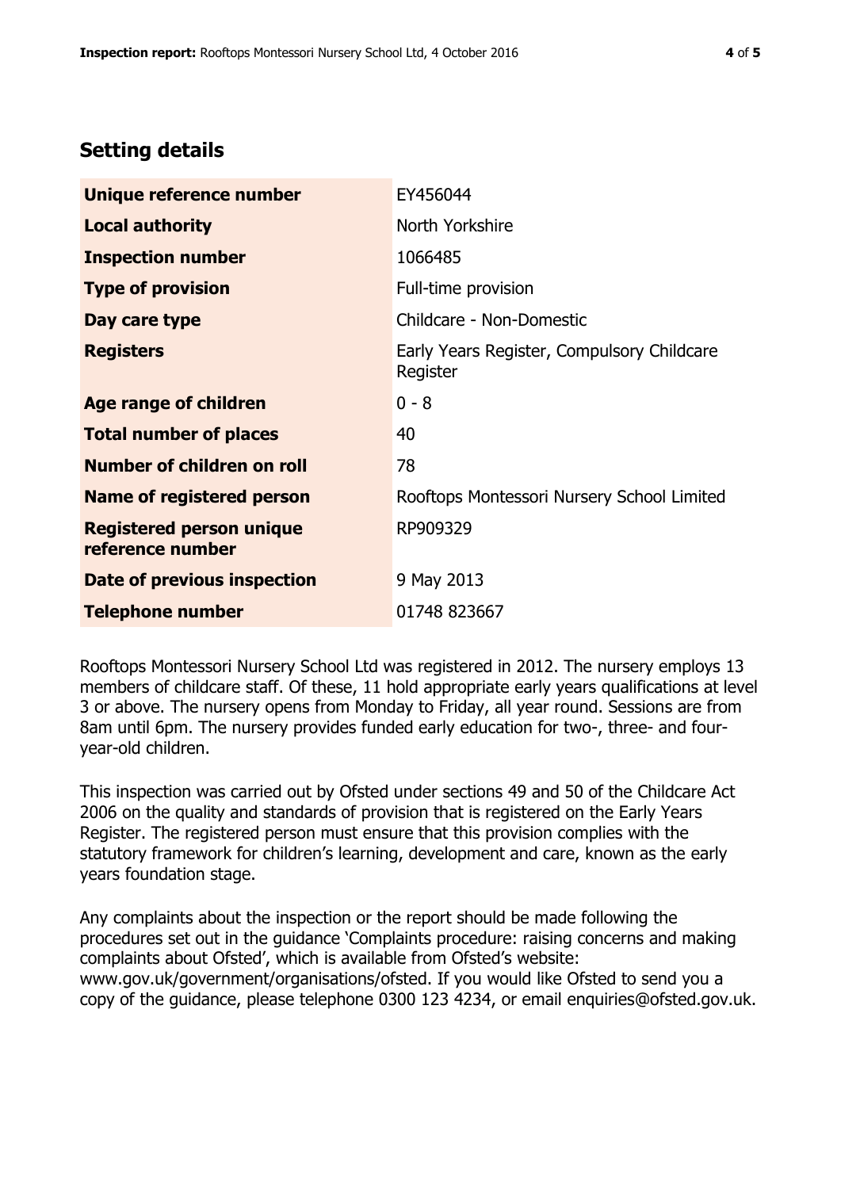## Setting details

| | |
|---|---|
| **Unique reference number** | EY456044 |
| **Local authority** | North Yorkshire |
| **Inspection number** | 1066485 |
| **Type of provision** | Full-time provision |
| **Day care type** | Childcare - Non-Domestic |
| **Registers** | Early Years Register, Compulsory Childcare Register |
| **Age range of children** | 0 - 8 |
| **Total number of places** | 40 |
| **Number of children on roll** | 78 |
| **Name of registered person** | Rooftops Montessori Nursery School Limited |
| **Registered person unique reference number** | RP909329 |
| **Date of previous inspection** | 9 May 2013 |
| **Telephone number** | 01748 823667 |

Rooftops Montessori Nursery School Ltd was registered in 2012. The nursery employs 13 members of childcare staff. Of these, 11 hold appropriate early years qualifications at level 3 or above. The nursery opens from Monday to Friday, all year round. Sessions are from 8am until 6pm. The nursery provides funded early education for two-, three- and four-year-old children.

This inspection was carried out by Ofsted under sections 49 and 50 of the Childcare Act 2006 on the quality and standards of provision that is registered on the Early Years Register. The registered person must ensure that this provision complies with the statutory framework for children's learning, development and care, known as the early years foundation stage.

Any complaints about the inspection or the report should be made following the procedures set out in the guidance 'Complaints procedure: raising concerns and making complaints about Ofsted', which is available from Ofsted's website: www.gov.uk/government/organisations/ofsted. If you would like Ofsted to send you a copy of the guidance, please telephone 0300 123 4234, or email enquiries@ofsted.gov.uk.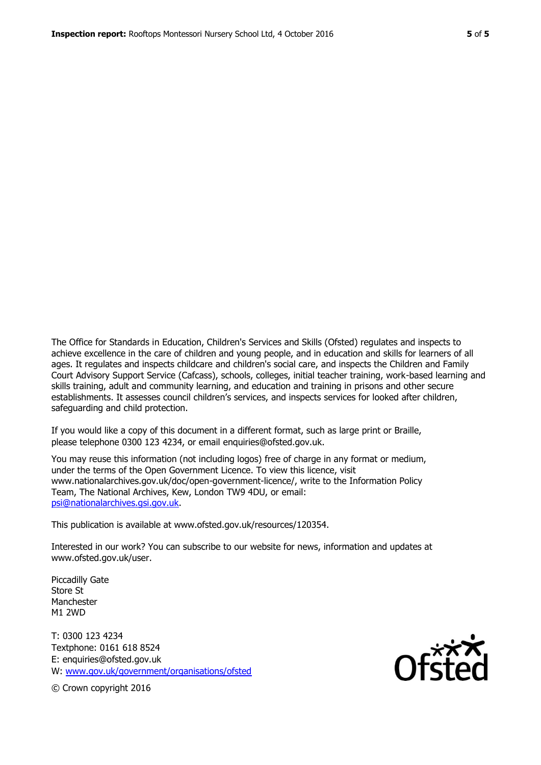The Office for Standards in Education, Children's Services and Skills (Ofsted) regulates and inspects to achieve excellence in the care of children and young people, and in education and skills for learners of all ages. It regulates and inspects childcare and children's social care, and inspects the Children and Family Court Advisory Support Service (Cafcass), schools, colleges, initial teacher training, work-based learning and skills training, adult and community learning, and education and training in prisons and other secure establishments. It assesses council children's services, and inspects services for looked after children, safeguarding and child protection.

If you would like a copy of this document in a different format, such as large print or Braille, please telephone 0300 123 4234, or email enquiries@ofsted.gov.uk.

You may reuse this information (not including logos) free of charge in any format or medium, under the terms of the Open Government Licence. To view this licence, visit www.nationalarchives.gov.uk/doc/open-government-licence/, write to the Information Policy Team, The National Archives, Kew, London TW9 4DU, or email: psi@nationalarchives.gsi.gov.uk.

This publication is available at www.ofsted.gov.uk/resources/120354.

Interested in our work? You can subscribe to our website for news, information and updates at www.ofsted.gov.uk/user.

Piccadilly Gate
Store St
Manchester
M1 2WD

T: 0300 123 4234
Textphone: 0161 618 8524
E: enquiries@ofsted.gov.uk
W: www.gov.uk/government/organisations/ofsted

© Crown copyright 2016